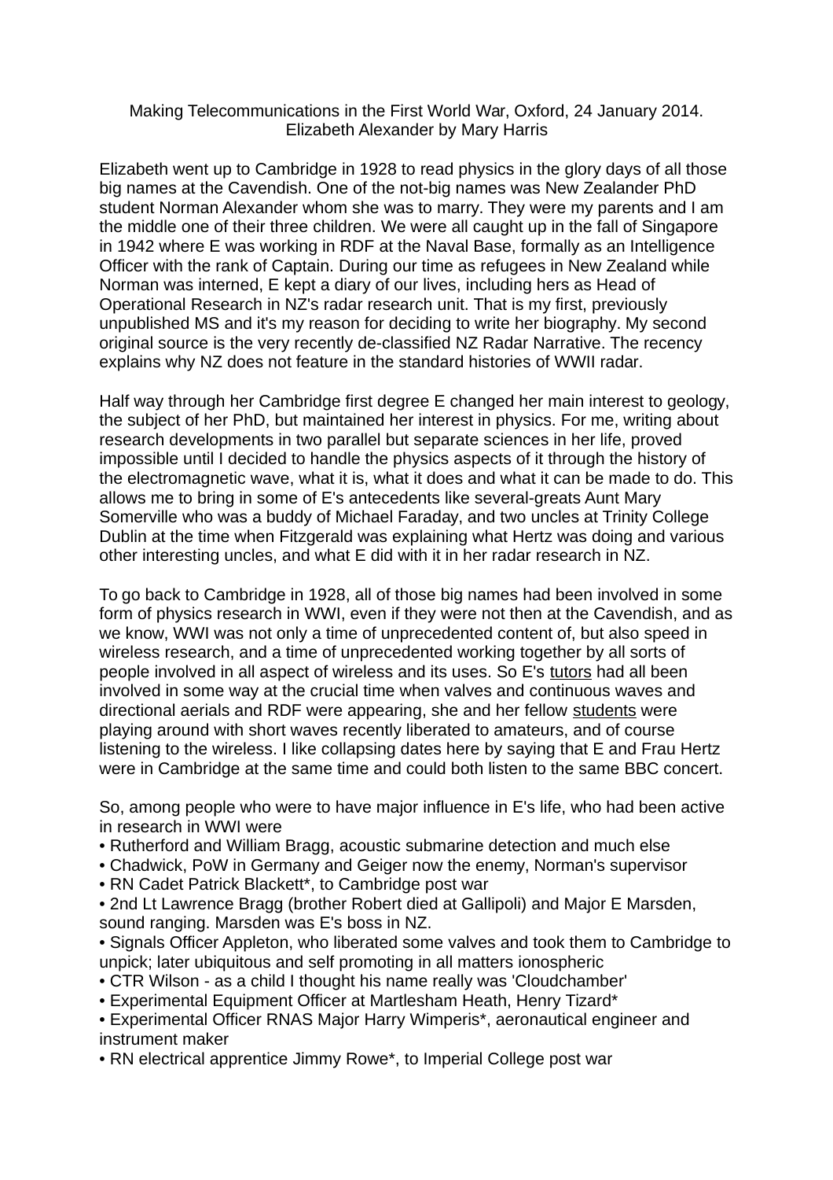Making Telecommunications in the First World War, Oxford, 24 January 2014.
Elizabeth Alexander by Mary Harris

Elizabeth went up to Cambridge in 1928 to read physics in the glory days of all those big names at the Cavendish. One of the not-big names was New Zealander PhD student Norman Alexander whom she was to marry. They were my parents and I am the middle one of their three children. We were all caught up in the fall of Singapore in 1942 where E was working in RDF at the Naval Base, formally as an Intelligence Officer with the rank of Captain. During our time as refugees in New Zealand while Norman was interned, E kept a diary of our lives, including hers as Head of Operational Research in NZ's radar research unit. That is my first, previously unpublished MS and it's my reason for deciding to write her biography. My second original source is the very recently de-classified NZ Radar Narrative. The recency explains why NZ does not feature in the standard histories of WWII radar.

Half way through her Cambridge first degree E changed her main interest to geology, the subject of her PhD, but maintained her interest in physics. For me, writing about research developments in two parallel but separate sciences in her life, proved impossible until I decided to handle the physics aspects of it through the history of the electromagnetic wave, what it is, what it does and what it can be made to do. This allows me to bring in some of E's antecedents like several-greats Aunt Mary Somerville who was a buddy of Michael Faraday, and two uncles at Trinity College Dublin at the time when Fitzgerald was explaining what Hertz was doing and various other interesting uncles, and what E did with it in her radar research in NZ.

To go back to Cambridge in 1928, all of those big names had been involved in some form of physics research in WWI, even if they were not then at the Cavendish, and as we know, WWI was not only a time of unprecedented content of, but also speed in wireless research, and a time of unprecedented working together by all sorts of people involved in all aspect of wireless and its uses. So E's <u>tutors</u> had all been involved in some way at the crucial time when valves and continuous waves and directional aerials and RDF were appearing, she and her fellow <u>students</u> were playing around with short waves recently liberated to amateurs, and of course listening to the wireless. I like collapsing dates here by saying that E and Frau Hertz were in Cambridge at the same time and could both listen to the same BBC concert.

So, among people who were to have major influence in E's life, who had been active in research in WWI were

- Rutherford and William Bragg, acoustic submarine detection and much else
- Chadwick, PoW in Germany and Geiger now the enemy, Norman's supervisor
- RN Cadet Patrick Blackett*, to Cambridge post war
- 2nd Lt Lawrence Bragg (brother Robert died at Gallipoli) and Major E Marsden, sound ranging. Marsden was E's boss in NZ.
- Signals Officer Appleton, who liberated some valves and took them to Cambridge to unpick; later ubiquitous and self promoting in all matters ionospheric
- CTR Wilson - as a child I thought his name really was 'Cloudchamber'
- Experimental Equipment Officer at Martlesham Heath, Henry Tizard*
- Experimental Officer RNAS Major Harry Wimperis*, aeronautical engineer and instrument maker
- RN electrical apprentice Jimmy Rowe*, to Imperial College post war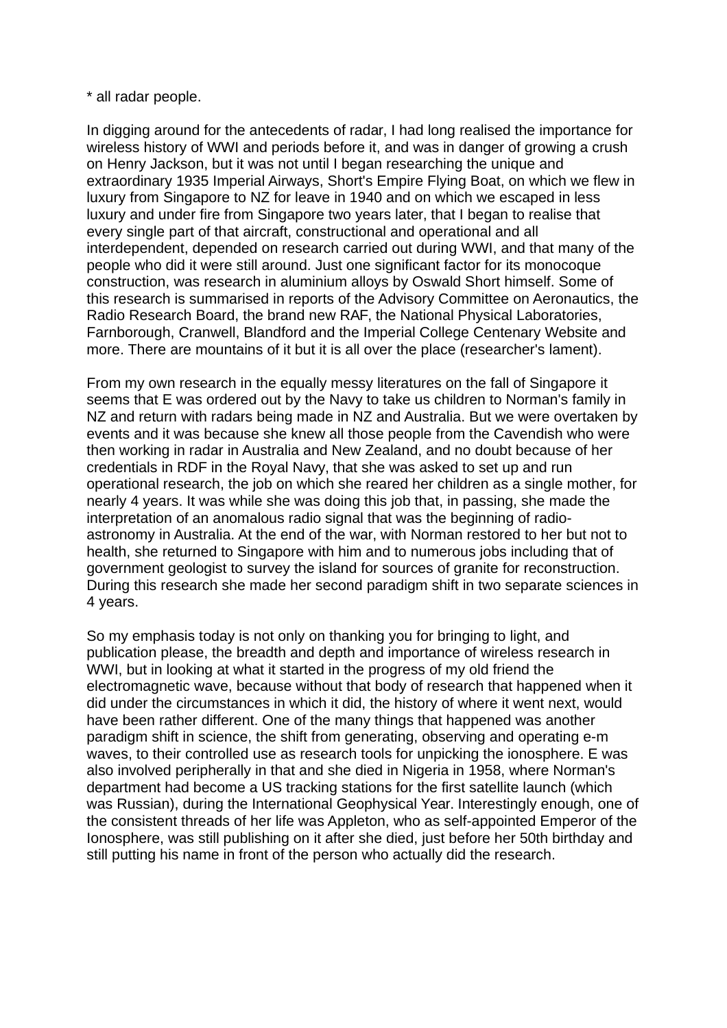* all radar people.

In digging around for the antecedents of radar, I had long realised the importance for wireless history of WWI and periods before it, and was in danger of growing a crush on Henry Jackson, but it was not until I began researching the unique and extraordinary 1935 Imperial Airways, Short's Empire Flying Boat, on which we flew in luxury from Singapore to NZ for leave in 1940 and on which we escaped in less luxury and under fire from Singapore two years later, that I began to realise that every single part of that aircraft, constructional and operational and all interdependent, depended on research carried out during WWI, and that many of the people who did it were still around. Just one significant factor for its monocoque construction, was research in aluminium alloys by Oswald Short himself. Some of this research is summarised in reports of the Advisory Committee on Aeronautics, the Radio Research Board, the brand new RAF, the National Physical Laboratories, Farnborough, Cranwell, Blandford and the Imperial College Centenary Website and more. There are mountains of it but it is all over the place (researcher's lament).

From my own research in the equally messy literatures on the fall of Singapore it seems that E was ordered out by the Navy to take us children to Norman's family in NZ and return with radars being made in NZ and Australia. But we were overtaken by events and it was because she knew all those people from the Cavendish who were then working in radar in Australia and New Zealand, and no doubt because of her credentials in RDF in the Royal Navy, that she was asked to set up and run operational research, the job on which she reared her children as a single mother, for nearly 4 years. It was while she was doing this job that, in passing, she made the interpretation of an anomalous radio signal that was the beginning of radio-astronomy in Australia. At the end of the war, with Norman restored to her but not to health, she returned to Singapore with him and to numerous jobs including that of government geologist to survey the island for sources of granite for reconstruction. During this research she made her second paradigm shift in two separate sciences in 4 years.

So my emphasis today is not only on thanking you for bringing to light, and publication please, the breadth and depth and importance of wireless research in WWI, but in looking at what it started in the progress of my old friend the electromagnetic wave, because without that body of research that happened when it did under the circumstances in which it did, the history of where it went next, would have been rather different. One of the many things that happened was another paradigm shift in science, the shift from generating, observing and operating e-m waves, to their controlled use as research tools for unpicking the ionosphere. E was also involved peripherally in that and she died in Nigeria in 1958, where Norman's department had become a US tracking stations for the first satellite launch (which was Russian), during the International Geophysical Year. Interestingly enough, one of the consistent threads of her life was Appleton, who as self-appointed Emperor of the Ionosphere, was still publishing on it after she died, just before her 50th birthday and still putting his name in front of the person who actually did the research.